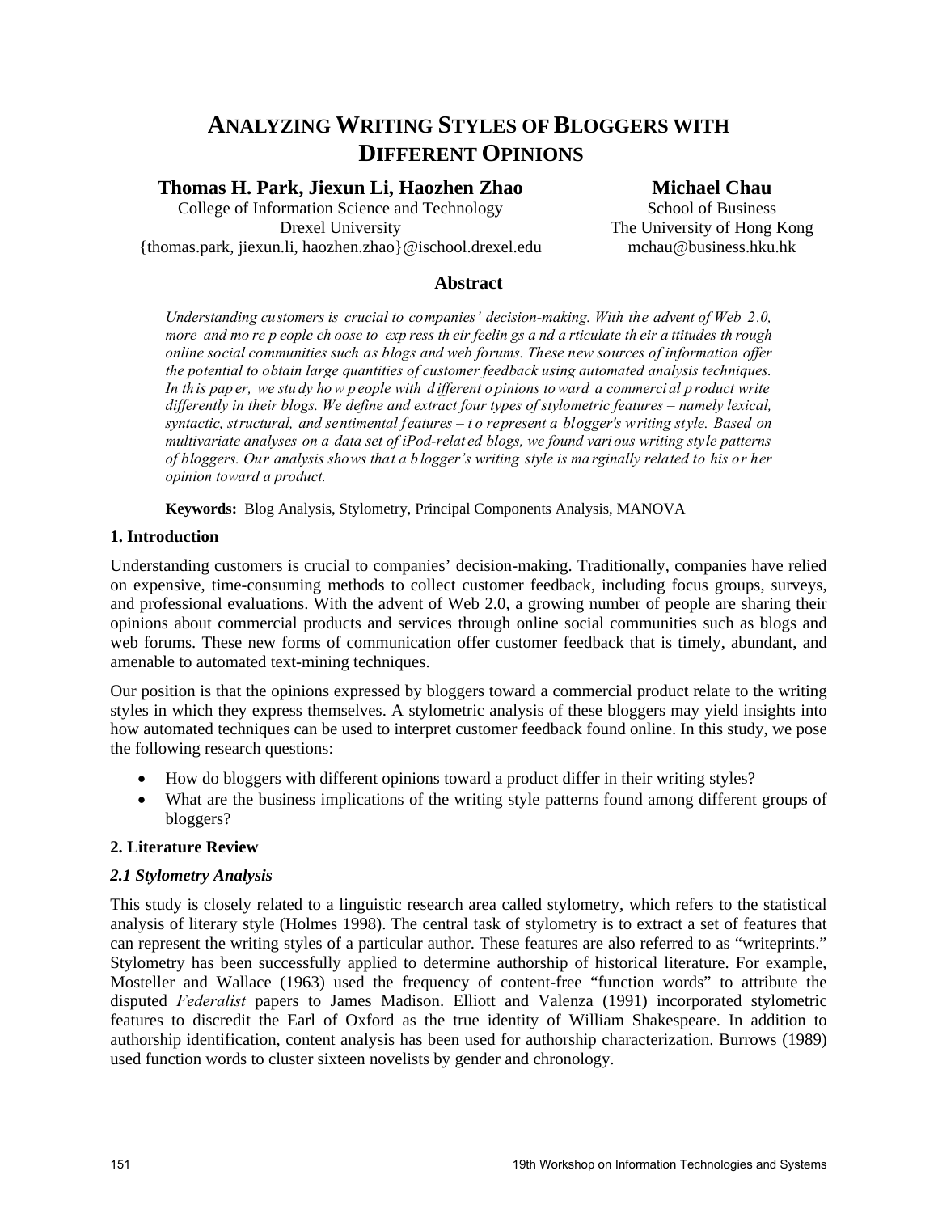# ANALYZING WRITING STYLES OF BLOGGERS WITH DIFFERENT OPINIONS

**Thomas H. Park, Jiexun Li, Haozhen Zhao**
College of Information Science and Technology
Drexel University
{thomas.park, jiexun.li, haozhen.zhao}@ischool.drexel.edu

**Michael Chau**
School of Business
The University of Hong Kong
mchau@business.hku.hk

## Abstract

*Understanding customers is crucial to companies' decision-making. With the advent of Web 2.0, more and more people choose to express their feelings and articulate their attitudes through online social communities such as blogs and web forums. These new sources of information offer the potential to obtain large quantities of customer feedback using automated analysis techniques. In this paper, we study how people with different opinions toward a commercial product write differently in their blogs. We define and extract four types of stylometric features – namely lexical, syntactic, structural, and sentimental features – to represent a blogger's writing style. Based on multivariate analyses on a data set of iPod-related blogs, we found various writing style patterns of bloggers. Our analysis shows that a blogger's writing style is marginally related to his or her opinion toward a product.*

**Keywords:** Blog Analysis, Stylometry, Principal Components Analysis, MANOVA

## 1. Introduction

Understanding customers is crucial to companies' decision-making. Traditionally, companies have relied on expensive, time-consuming methods to collect customer feedback, including focus groups, surveys, and professional evaluations. With the advent of Web 2.0, a growing number of people are sharing their opinions about commercial products and services through online social communities such as blogs and web forums. These new forms of communication offer customer feedback that is timely, abundant, and amenable to automated text-mining techniques.

Our position is that the opinions expressed by bloggers toward a commercial product relate to the writing styles in which they express themselves. A stylometric analysis of these bloggers may yield insights into how automated techniques can be used to interpret customer feedback found online. In this study, we pose the following research questions:

- How do bloggers with different opinions toward a product differ in their writing styles?
- What are the business implications of the writing style patterns found among different groups of bloggers?

## 2. Literature Review

### *2.1 Stylometry Analysis*

This study is closely related to a linguistic research area called stylometry, which refers to the statistical analysis of literary style (Holmes 1998). The central task of stylometry is to extract a set of features that can represent the writing styles of a particular author. These features are also referred to as "writeprints." Stylometry has been successfully applied to determine authorship of historical literature. For example, Mosteller and Wallace (1963) used the frequency of content-free "function words" to attribute the disputed *Federalist* papers to James Madison. Elliott and Valenza (1991) incorporated stylometric features to discredit the Earl of Oxford as the true identity of William Shakespeare. In addition to authorship identification, content analysis has been used for authorship characterization. Burrows (1989) used function words to cluster sixteen novelists by gender and chronology.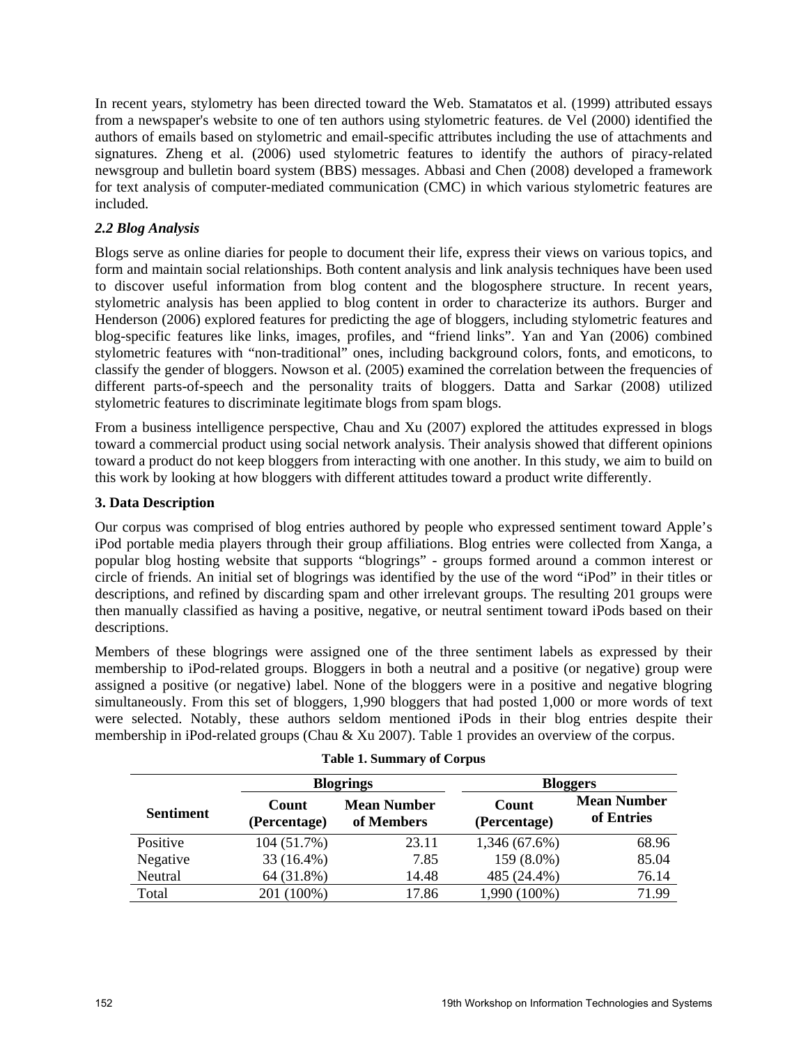In recent years, stylometry has been directed toward the Web. Stamatatos et al. (1999) attributed essays from a newspaper's website to one of ten authors using stylometric features. de Vel (2000) identified the authors of emails based on stylometric and email-specific attributes including the use of attachments and signatures. Zheng et al. (2006) used stylometric features to identify the authors of piracy-related newsgroup and bulletin board system (BBS) messages. Abbasi and Chen (2008) developed a framework for text analysis of computer-mediated communication (CMC) in which various stylometric features are included.

### *2.2 Blog Analysis*

Blogs serve as online diaries for people to document their life, express their views on various topics, and form and maintain social relationships. Both content analysis and link analysis techniques have been used to discover useful information from blog content and the blogosphere structure. In recent years, stylometric analysis has been applied to blog content in order to characterize its authors. Burger and Henderson (2006) explored features for predicting the age of bloggers, including stylometric features and blog-specific features like links, images, profiles, and "friend links". Yan and Yan (2006) combined stylometric features with "non-traditional" ones, including background colors, fonts, and emoticons, to classify the gender of bloggers. Nowson et al. (2005) examined the correlation between the frequencies of different parts-of-speech and the personality traits of bloggers. Datta and Sarkar (2008) utilized stylometric features to discriminate legitimate blogs from spam blogs.

From a business intelligence perspective, Chau and Xu (2007) explored the attitudes expressed in blogs toward a commercial product using social network analysis. Their analysis showed that different opinions toward a product do not keep bloggers from interacting with one another. In this study, we aim to build on this work by looking at how bloggers with different attitudes toward a product write differently.

## 3. Data Description

Our corpus was comprised of blog entries authored by people who expressed sentiment toward Apple's iPod portable media players through their group affiliations. Blog entries were collected from Xanga, a popular blog hosting website that supports "blogrings" - groups formed around a common interest or circle of friends. An initial set of blogrings was identified by the use of the word "iPod" in their titles or descriptions, and refined by discarding spam and other irrelevant groups. The resulting 201 groups were then manually classified as having a positive, negative, or neutral sentiment toward iPods based on their descriptions.

Members of these blogrings were assigned one of the three sentiment labels as expressed by their membership to iPod-related groups. Bloggers in both a neutral and a positive (or negative) group were assigned a positive (or negative) label. None of the bloggers were in a positive and negative blogring simultaneously. From this set of bloggers, 1,990 bloggers that had posted 1,000 or more words of text were selected. Notably, these authors seldom mentioned iPods in their blog entries despite their membership in iPod-related groups (Chau & Xu 2007). Table 1 provides an overview of the corpus.

**Table 1. Summary of Corpus**

| | Blogrings | | Bloggers | |
|---|---|---|---|---|
| **Sentiment** | **Count (Percentage)** | **Mean Number of Members** | **Count (Percentage)** | **Mean Number of Entries** |
| Positive | 104 (51.7%) | 23.11 | 1,346 (67.6%) | 68.96 |
| Negative | 33 (16.4%) | 7.85 | 159 (8.0%) | 85.04 |
| Neutral | 64 (31.8%) | 14.48 | 485 (24.4%) | 76.14 |
| Total | 201 (100%) | 17.86 | 1,990 (100%) | 71.99 |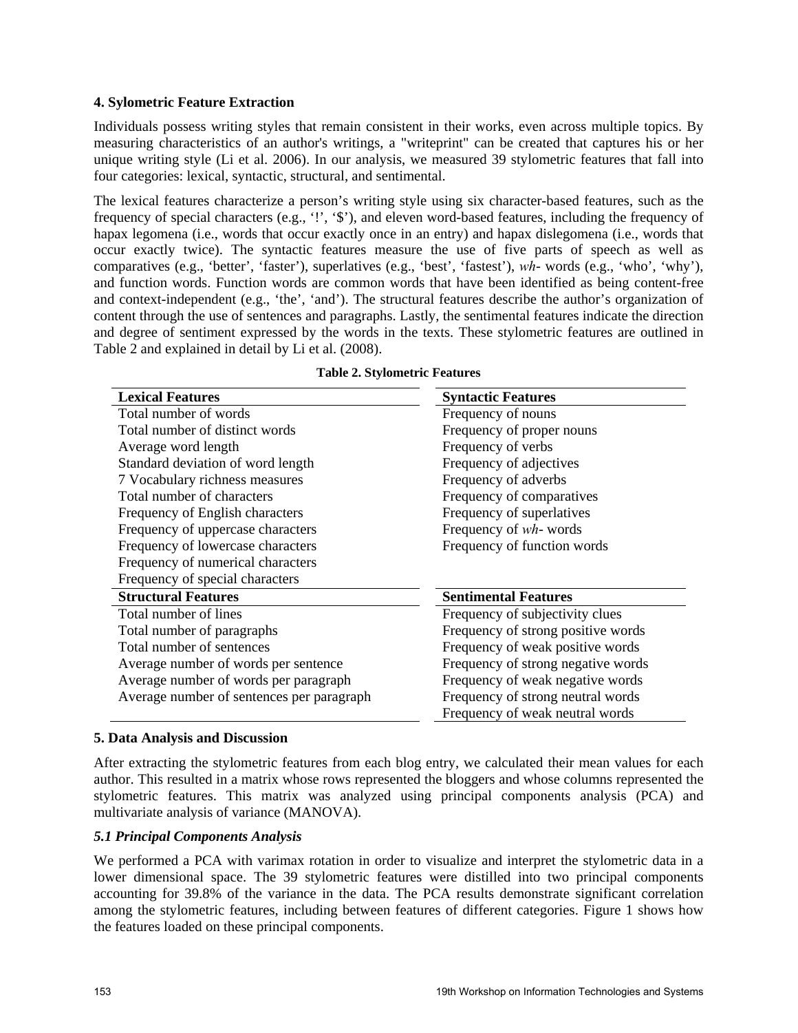### 4. Sylometric Feature Extraction

Individuals possess writing styles that remain consistent in their works, even across multiple topics. By measuring characteristics of an author's writings, a "writeprint" can be created that captures his or her unique writing style (Li et al. 2006). In our analysis, we measured 39 stylometric features that fall into four categories: lexical, syntactic, structural, and sentimental.

The lexical features characterize a person's writing style using six character-based features, such as the frequency of special characters (e.g., '!', '$'), and eleven word-based features, including the frequency of hapax legomena (i.e., words that occur exactly once in an entry) and hapax dislegomena (i.e., words that occur exactly twice). The syntactic features measure the use of five parts of speech as well as comparatives (e.g., 'better', 'faster'), superlatives (e.g., 'best', 'fastest'), *wh-* words (e.g., 'who', 'why'), and function words. Function words are common words that have been identified as being content-free and context-independent (e.g., 'the', 'and'). The structural features describe the author's organization of content through the use of sentences and paragraphs. Lastly, the sentimental features indicate the direction and degree of sentiment expressed by the words in the texts. These stylometric features are outlined in Table 2 and explained in detail by Li et al. (2008).

**Table 2. Stylometric Features**

| **Lexical Features** | **Syntactic Features** |
|---|---|
| Total number of words | Frequency of nouns |
| Total number of distinct words | Frequency of proper nouns |
| Average word length | Frequency of verbs |
| Standard deviation of word length | Frequency of adjectives |
| 7 Vocabulary richness measures | Frequency of adverbs |
| Total number of characters | Frequency of comparatives |
| Frequency of English characters | Frequency of superlatives |
| Frequency of uppercase characters | Frequency of *wh-* words |
| Frequency of lowercase characters | Frequency of function words |
| Frequency of numerical characters | |
| Frequency of special characters | |
| **Structural Features** | **Sentimental Features** |
| Total number of lines | Frequency of subjectivity clues |
| Total number of paragraphs | Frequency of strong positive words |
| Total number of sentences | Frequency of weak positive words |
| Average number of words per sentence | Frequency of strong negative words |
| Average number of words per paragraph | Frequency of weak negative words |
| Average number of sentences per paragraph | Frequency of strong neutral words |
| | Frequency of weak neutral words |

### 5. Data Analysis and Discussion

After extracting the stylometric features from each blog entry, we calculated their mean values for each author. This resulted in a matrix whose rows represented the bloggers and whose columns represented the stylometric features. This matrix was analyzed using principal components analysis (PCA) and multivariate analysis of variance (MANOVA).

#### *5.1 Principal Components Analysis*

We performed a PCA with varimax rotation in order to visualize and interpret the stylometric data in a lower dimensional space. The 39 stylometric features were distilled into two principal components accounting for 39.8% of the variance in the data. The PCA results demonstrate significant correlation among the stylometric features, including between features of different categories. Figure 1 shows how the features loaded on these principal components.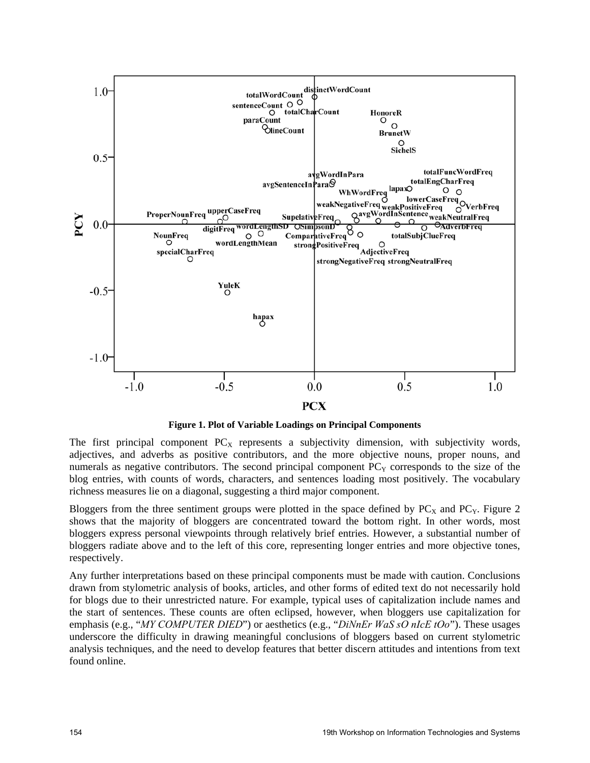**Figure 1. Plot of Variable Loadings on Principal Components**

The first principal component $PC_X$ represents a subjectivity dimension, with subjectivity words, adjectives, and adverbs as positive contributors, and the more objective nouns, proper nouns, and numerals as negative contributors. The second principal component $PC_Y$ corresponds to the size of the blog entries, with counts of words, characters, and sentences loading most positively. The vocabulary richness measures lie on a diagonal, suggesting a third major component.

Bloggers from the three sentiment groups were plotted in the space defined by $PC_X$ and $PC_Y$. Figure 2 shows that the majority of bloggers are concentrated toward the bottom right. In other words, most bloggers express personal viewpoints through relatively brief entries. However, a substantial number of bloggers radiate above and to the left of this core, representing longer entries and more objective tones, respectively.

Any further interpretations based on these principal components must be made with caution. Conclusions drawn from stylometric analysis of books, articles, and other forms of edited text do not necessarily hold for blogs due to their unrestricted nature. For example, typical uses of capitalization include names and the start of sentences. These counts are often eclipsed, however, when bloggers use capitalization for emphasis (e.g., "*MY COMPUTER DIED*") or aesthetics (e.g., "*DiNnEr WaS sO nIcE tOo*"). These usages underscore the difficulty in drawing meaningful conclusions of bloggers based on current stylometric analysis techniques, and the need to develop features that better discern attitudes and intentions from text found online.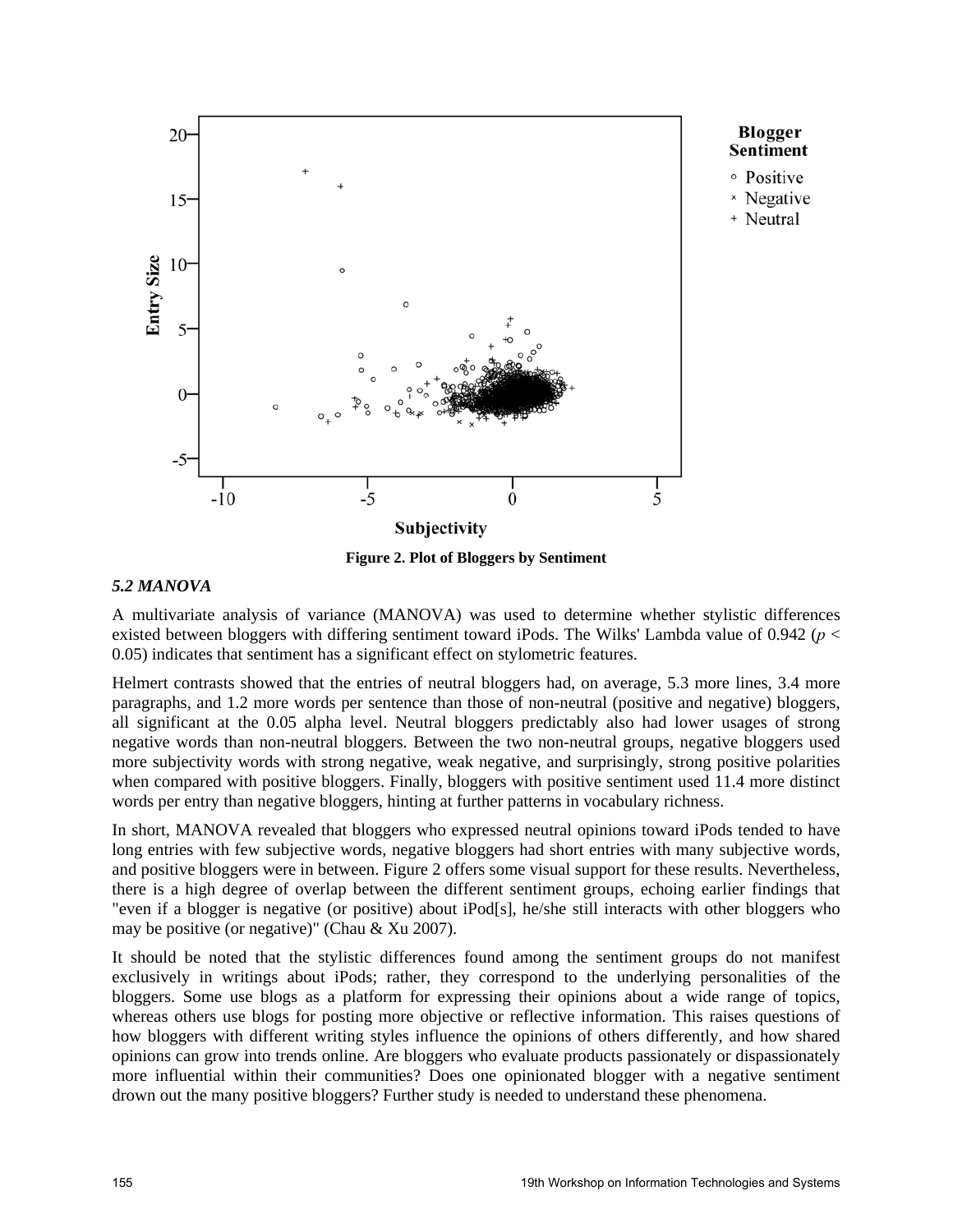Figure 2. Plot of Bloggers by Sentiment

### *5.2 MANOVA*

A multivariate analysis of variance (MANOVA) was used to determine whether stylistic differences existed between bloggers with differing sentiment toward iPods. The Wilks' Lambda value of 0.942 ($p < 0.05$) indicates that sentiment has a significant effect on stylometric features.

Helmert contrasts showed that the entries of neutral bloggers had, on average, 5.3 more lines, 3.4 more paragraphs, and 1.2 more words per sentence than those of non-neutral (positive and negative) bloggers, all significant at the 0.05 alpha level. Neutral bloggers predictably also had lower usages of strong negative words than non-neutral bloggers. Between the two non-neutral groups, negative bloggers used more subjectivity words with strong negative, weak negative, and surprisingly, strong positive polarities when compared with positive bloggers. Finally, bloggers with positive sentiment used 11.4 more distinct words per entry than negative bloggers, hinting at further patterns in vocabulary richness.

In short, MANOVA revealed that bloggers who expressed neutral opinions toward iPods tended to have long entries with few subjective words, negative bloggers had short entries with many subjective words, and positive bloggers were in between. Figure 2 offers some visual support for these results. Nevertheless, there is a high degree of overlap between the different sentiment groups, echoing earlier findings that "even if a blogger is negative (or positive) about iPod[s], he/she still interacts with other bloggers who may be positive (or negative)" (Chau & Xu 2007).

It should be noted that the stylistic differences found among the sentiment groups do not manifest exclusively in writings about iPods; rather, they correspond to the underlying personalities of the bloggers. Some use blogs as a platform for expressing their opinions about a wide range of topics, whereas others use blogs for posting more objective or reflective information. This raises questions of how bloggers with different writing styles influence the opinions of others differently, and how shared opinions can grow into trends online. Are bloggers who evaluate products passionately or dispassionately more influential within their communities? Does one opinionated blogger with a negative sentiment drown out the many positive bloggers? Further study is needed to understand these phenomena.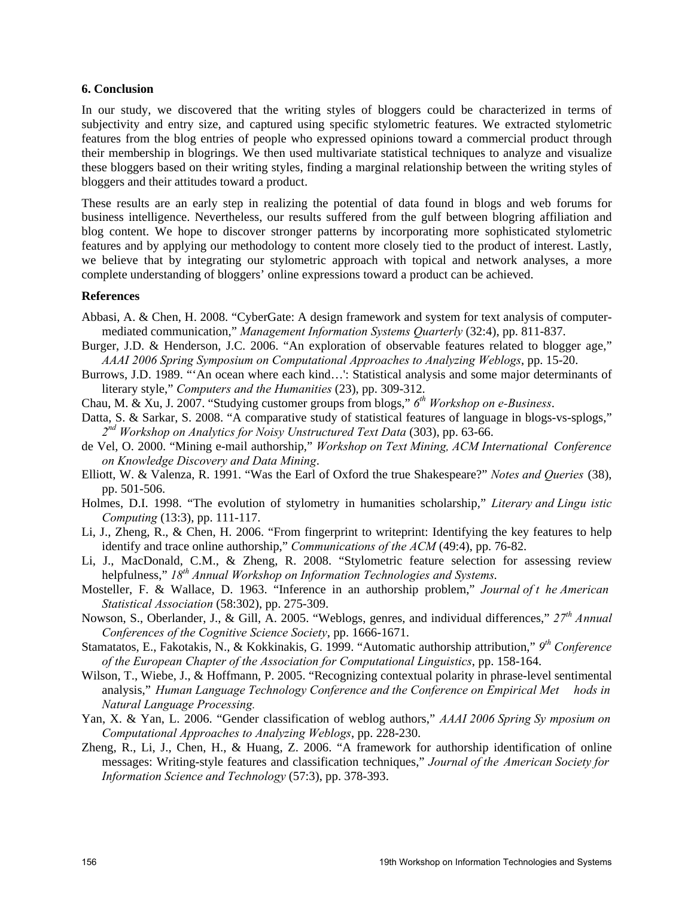### 6. Conclusion

In our study, we discovered that the writing styles of bloggers could be characterized in terms of subjectivity and entry size, and captured using specific stylometric features. We extracted stylometric features from the blog entries of people who expressed opinions toward a commercial product through their membership in blogrings. We then used multivariate statistical techniques to analyze and visualize these bloggers based on their writing styles, finding a marginal relationship between the writing styles of bloggers and their attitudes toward a product.

These results are an early step in realizing the potential of data found in blogs and web forums for business intelligence. Nevertheless, our results suffered from the gulf between blogring affiliation and blog content. We hope to discover stronger patterns by incorporating more sophisticated stylometric features and by applying our methodology to content more closely tied to the product of interest. Lastly, we believe that by integrating our stylometric approach with topical and network analyses, a more complete understanding of bloggers' online expressions toward a product can be achieved.

### References

Abbasi, A. & Chen, H. 2008. "CyberGate: A design framework and system for text analysis of computer-mediated communication," *Management Information Systems Quarterly* (32:4), pp. 811-837.

Burger, J.D. & Henderson, J.C. 2006. "An exploration of observable features related to blogger age," *AAAI 2006 Spring Symposium on Computational Approaches to Analyzing Weblogs*, pp. 15-20.

Burrows, J.D. 1989. "'An ocean where each kind…': Statistical analysis and some major determinants of literary style," *Computers and the Humanities* (23), pp. 309-312.

Chau, M. & Xu, J. 2007. "Studying customer groups from blogs," *6th Workshop on e-Business*.

Datta, S. & Sarkar, S. 2008. "A comparative study of statistical features of language in blogs-vs-splogs," *2nd Workshop on Analytics for Noisy Unstructured Text Data* (303), pp. 63-66.

de Vel, O. 2000. "Mining e-mail authorship," *Workshop on Text Mining, ACM International Conference on Knowledge Discovery and Data Mining*.

Elliott, W. & Valenza, R. 1991. "Was the Earl of Oxford the true Shakespeare?" *Notes and Queries* (38), pp. 501-506.

Holmes, D.I. 1998. "The evolution of stylometry in humanities scholarship," *Literary and Linguistic Computing* (13:3), pp. 111-117.

Li, J., Zheng, R., & Chen, H. 2006. "From fingerprint to writeprint: Identifying the key features to help identify and trace online authorship," *Communications of the ACM* (49:4), pp. 76-82.

Li, J., MacDonald, C.M., & Zheng, R. 2008. "Stylometric feature selection for assessing review helpfulness," *18th Annual Workshop on Information Technologies and Systems*.

Mosteller, F. & Wallace, D. 1963. "Inference in an authorship problem," *Journal of the American Statistical Association* (58:302), pp. 275-309.

Nowson, S., Oberlander, J., & Gill, A. 2005. "Weblogs, genres, and individual differences," *27th Annual Conferences of the Cognitive Science Society*, pp. 1666-1671.

Stamatatos, E., Fakotakis, N., & Kokkinakis, G. 1999. "Automatic authorship attribution," *9th Conference of the European Chapter of the Association for Computational Linguistics*, pp. 158-164.

Wilson, T., Wiebe, J., & Hoffmann, P. 2005. "Recognizing contextual polarity in phrase-level sentimental analysis," *Human Language Technology Conference and the Conference on Empirical Methods in Natural Language Processing.*

Yan, X. & Yan, L. 2006. "Gender classification of weblog authors," *AAAI 2006 Spring Symposium on Computational Approaches to Analyzing Weblogs*, pp. 228-230.

Zheng, R., Li, J., Chen, H., & Huang, Z. 2006. "A framework for authorship identification of online messages: Writing-style features and classification techniques," *Journal of the American Society for Information Science and Technology* (57:3), pp. 378-393.